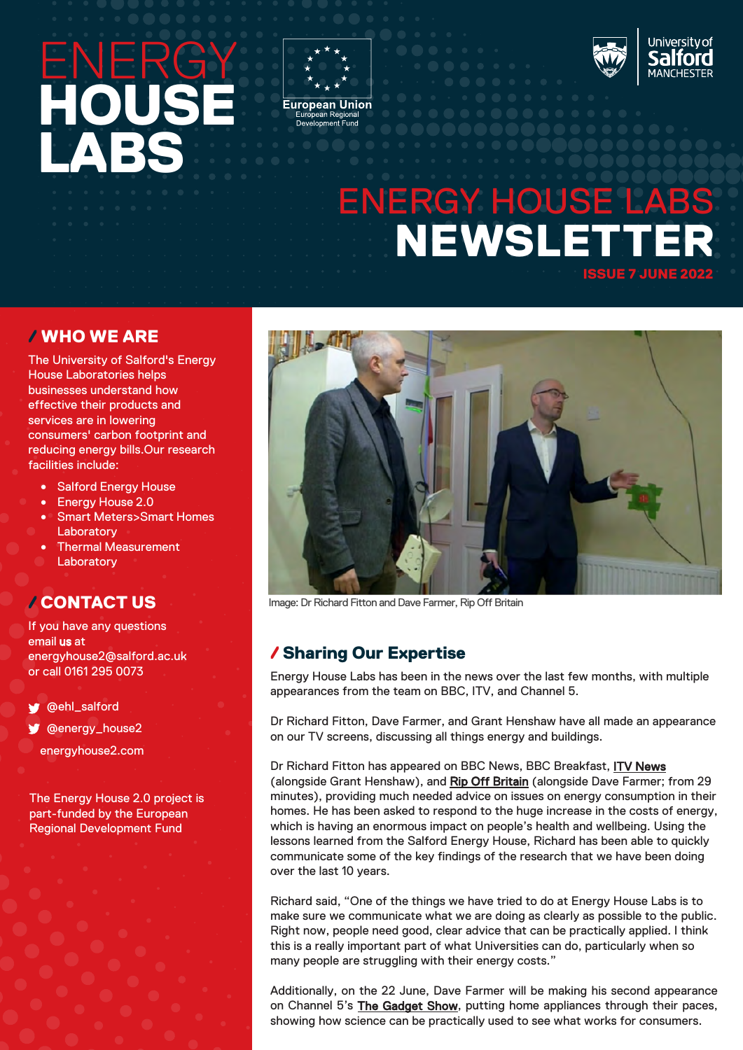# ENERGY HOUSE LABS

European Union
European Regional Development Fund

University of Salford MANCHESTER

# ENERGY HOUSE LABS NEWSLETTER

**ISSUE 7 JUNE 2022**

## WHO WE ARE

The University of Salford's Energy House Laboratories helps businesses understand how effective their products and services are in lowering consumers' carbon footprint and reducing energy bills.Our research facilities include:

- Salford Energy House
- Energy House 2.0
- Smart Meters>Smart Homes Laboratory
- Thermal Measurement Laboratory

## CONTACT US

If you have any questions email **us** at energyhouse2@salford.ac.uk or call 0161 295 0073

@ehl_salford

@energy_house2

energyhouse2.com

The Energy House 2.0 project is part-funded by the European Regional Development Fund

Image: Dr Richard Fitton and Dave Farmer, Rip Off Britain

## Sharing Our Expertise

Energy House Labs has been in the news over the last few months, with multiple appearances from the team on BBC, ITV, and Channel 5.

Dr Richard Fitton, Dave Farmer, and Grant Henshaw have all made an appearance on our TV screens, discussing all things energy and buildings.

Dr Richard Fitton has appeared on BBC News, BBC Breakfast, ITV News (alongside Grant Henshaw), and Rip Off Britain (alongside Dave Farmer; from 29 minutes), providing much needed advice on issues on energy consumption in their homes. He has been asked to respond to the huge increase in the costs of energy, which is having an enormous impact on people's health and wellbeing. Using the lessons learned from the Salford Energy House, Richard has been able to quickly communicate some of the key findings of the research that we have been doing over the last 10 years.

Richard said, "One of the things we have tried to do at Energy House Labs is to make sure we communicate what we are doing as clearly as possible to the public. Right now, people need good, clear advice that can be practically applied. I think this is a really important part of what Universities can do, particularly when so many people are struggling with their energy costs."

Additionally, on the 22 June, Dave Farmer will be making his second appearance on Channel 5's The Gadget Show, putting home appliances through their paces, showing how science can be practically used to see what works for consumers.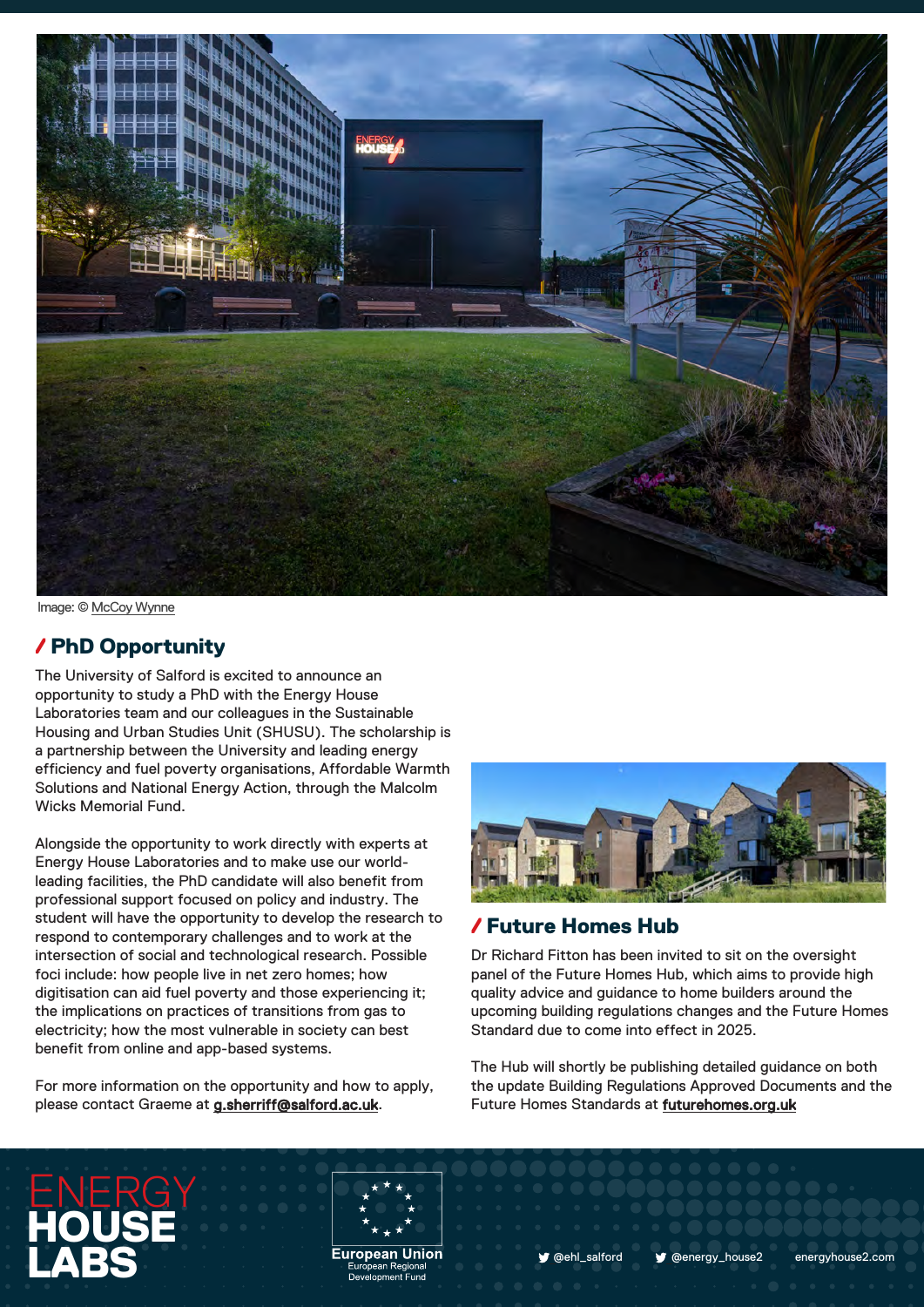Image: © McCoy Wynne

## / PhD Opportunity

The University of Salford is excited to announce an opportunity to study a PhD with the Energy House Laboratories team and our colleagues in the Sustainable Housing and Urban Studies Unit (SHUSU). The scholarship is a partnership between the University and leading energy efficiency and fuel poverty organisations, Affordable Warmth Solutions and National Energy Action, through the Malcolm Wicks Memorial Fund.

Alongside the opportunity to work directly with experts at Energy House Laboratories and to make use our world-leading facilities, the PhD candidate will also benefit from professional support focused on policy and industry. The student will have the opportunity to develop the research to respond to contemporary challenges and to work at the intersection of social and technological research. Possible foci include: how people live in net zero homes; how digitisation can aid fuel poverty and those experiencing it; the implications on practices of transitions from gas to electricity; how the most vulnerable in society can best benefit from online and app-based systems.

For more information on the opportunity and how to apply, please contact Graeme at **g.sherriff@salford.ac.uk**.

## / Future Homes Hub

Dr Richard Fitton has been invited to sit on the oversight panel of the Future Homes Hub, which aims to provide high quality advice and guidance to home builders around the upcoming building regulations changes and the Future Homes Standard due to come into effect in 2025.

The Hub will shortly be publishing detailed guidance on both the update Building Regulations Approved Documents and the Future Homes Standards at **futurehomes.org.uk**

ENERGY HOUSE LABS

European Union
European Regional Development Fund

@ehl_salford @energy_house2 energyhouse2.com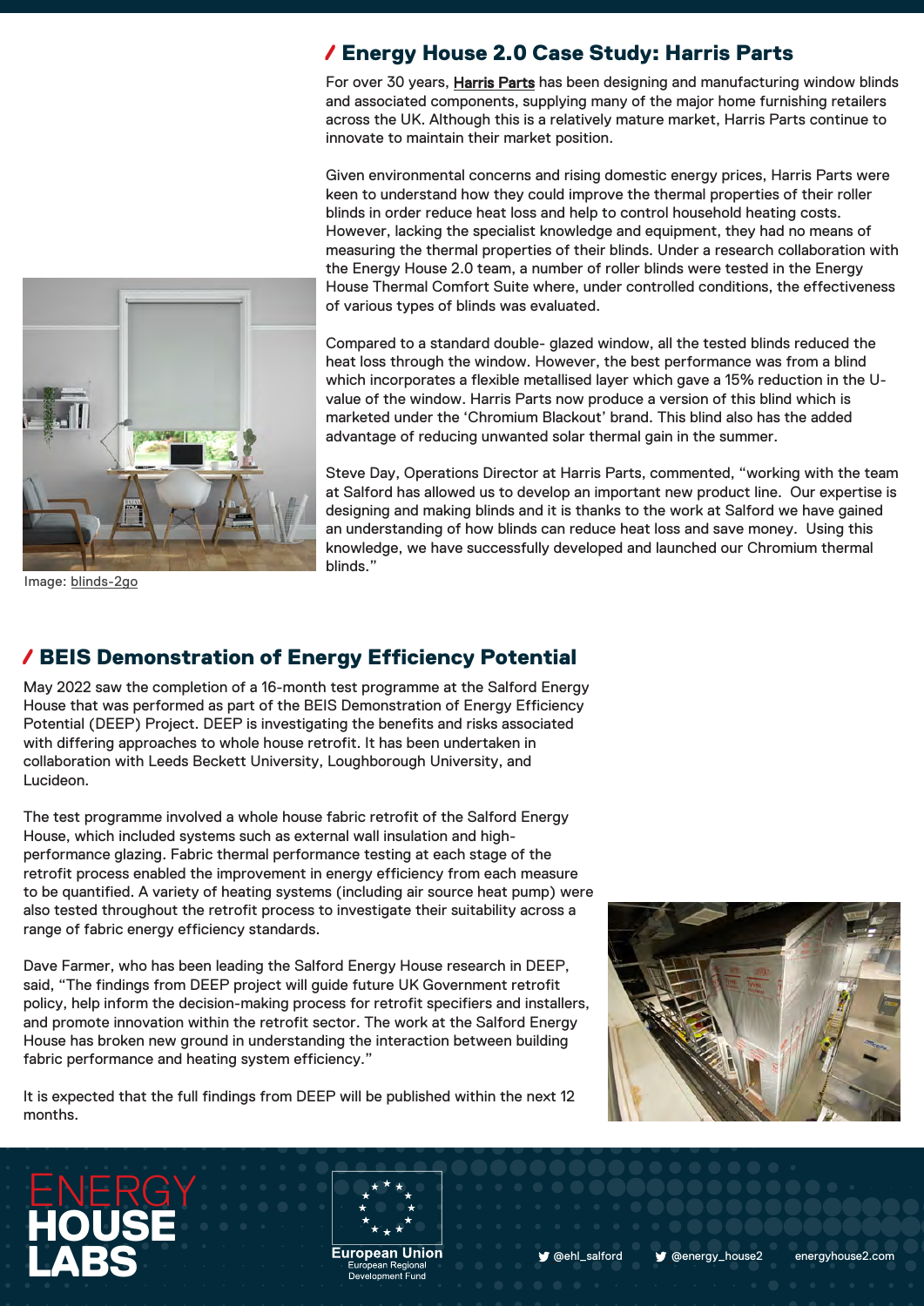## / Energy House 2.0 Case Study: Harris Parts

For over 30 years, Harris Parts has been designing and manufacturing window blinds and associated components, supplying many of the major home furnishing retailers across the UK. Although this is a relatively mature market, Harris Parts continue to innovate to maintain their market position.

Given environmental concerns and rising domestic energy prices, Harris Parts were keen to understand how they could improve the thermal properties of their roller blinds in order reduce heat loss and help to control household heating costs. However, lacking the specialist knowledge and equipment, they had no means of measuring the thermal properties of their blinds. Under a research collaboration with the Energy House 2.0 team, a number of roller blinds were tested in the Energy House Thermal Comfort Suite where, under controlled conditions, the effectiveness of various types of blinds was evaluated.

Compared to a standard double- glazed window, all the tested blinds reduced the heat loss through the window. However, the best performance was from a blind which incorporates a flexible metallised layer which gave a 15% reduction in the U-value of the window. Harris Parts now produce a version of this blind which is marketed under the 'Chromium Blackout' brand. This blind also has the added advantage of reducing unwanted solar thermal gain in the summer.

Steve Day, Operations Director at Harris Parts, commented, "working with the team at Salford has allowed us to develop an important new product line. Our expertise is designing and making blinds and it is thanks to the work at Salford we have gained an understanding of how blinds can reduce heat loss and save money. Using this knowledge, we have successfully developed and launched our Chromium thermal blinds."

Image: blinds-2go

## / BEIS Demonstration of Energy Efficiency Potential

May 2022 saw the completion of a 16-month test programme at the Salford Energy House that was performed as part of the BEIS Demonstration of Energy Efficiency Potential (DEEP) Project. DEEP is investigating the benefits and risks associated with differing approaches to whole house retrofit. It has been undertaken in collaboration with Leeds Beckett University, Loughborough University, and Lucideon.

The test programme involved a whole house fabric retrofit of the Salford Energy House, which included systems such as external wall insulation and high-performance glazing. Fabric thermal performance testing at each stage of the retrofit process enabled the improvement in energy efficiency from each measure to be quantified. A variety of heating systems (including air source heat pump) were also tested throughout the retrofit process to investigate their suitability across a range of fabric energy efficiency standards.

Dave Farmer, who has been leading the Salford Energy House research in DEEP, said, "The findings from DEEP project will guide future UK Government retrofit policy, help inform the decision-making process for retrofit specifiers and installers, and promote innovation within the retrofit sector. The work at the Salford Energy House has broken new ground in understanding the interaction between building fabric performance and heating system efficiency."

It is expected that the full findings from DEEP will be published within the next 12 months.

ENERGY HOUSE LABS

European Union
European Regional Development Fund

@ehl_salford @energy_house2 energyhouse2.com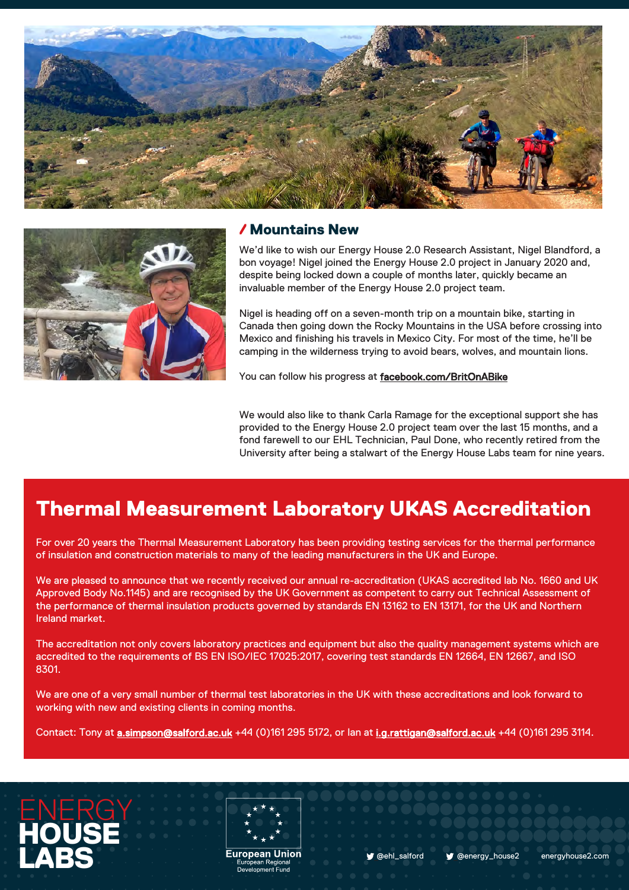## Mountains New

We'd like to wish our Energy House 2.0 Research Assistant, Nigel Blandford, a bon voyage! Nigel joined the Energy House 2.0 project in January 2020 and, despite being locked down a couple of months later, quickly became an invaluable member of the Energy House 2.0 project team.

Nigel is heading off on a seven-month trip on a mountain bike, starting in Canada then going down the Rocky Mountains in the USA before crossing into Mexico and finishing his travels in Mexico City. For most of the time, he'll be camping in the wilderness trying to avoid bears, wolves, and mountain lions.

You can follow his progress at facebook.com/BritOnABike

We would also like to thank Carla Ramage for the exceptional support she has provided to the Energy House 2.0 project team over the last 15 months, and a fond farewell to our EHL Technician, Paul Done, who recently retired from the University after being a stalwart of the Energy House Labs team for nine years.

## Thermal Measurement Laboratory UKAS Accreditation

For over 20 years the Thermal Measurement Laboratory has been providing testing services for the thermal performance of insulation and construction materials to many of the leading manufacturers in the UK and Europe.

We are pleased to announce that we recently received our annual re-accreditation (UKAS accredited lab No. 1660 and UK Approved Body No.1145) and are recognised by the UK Government as competent to carry out Technical Assessment of the performance of thermal insulation products governed by standards EN 13162 to EN 13171, for the UK and Northern Ireland market.

The accreditation not only covers laboratory practices and equipment but also the quality management systems which are accredited to the requirements of BS EN ISO/IEC 17025:2017, covering test standards EN 12664, EN 12667, and ISO 8301.

We are one of a very small number of thermal test laboratories in the UK with these accreditations and look forward to working with new and existing clients in coming months.

Contact: Tony at a.simpson@salford.ac.uk +44 (0)161 295 5172, or Ian at i.g.rattigan@salford.ac.uk +44 (0)161 295 3114.

ENERGY HOUSE LABS

European Union
European Regional Development Fund

@ehl_salford @energy_house2 energyhouse2.com